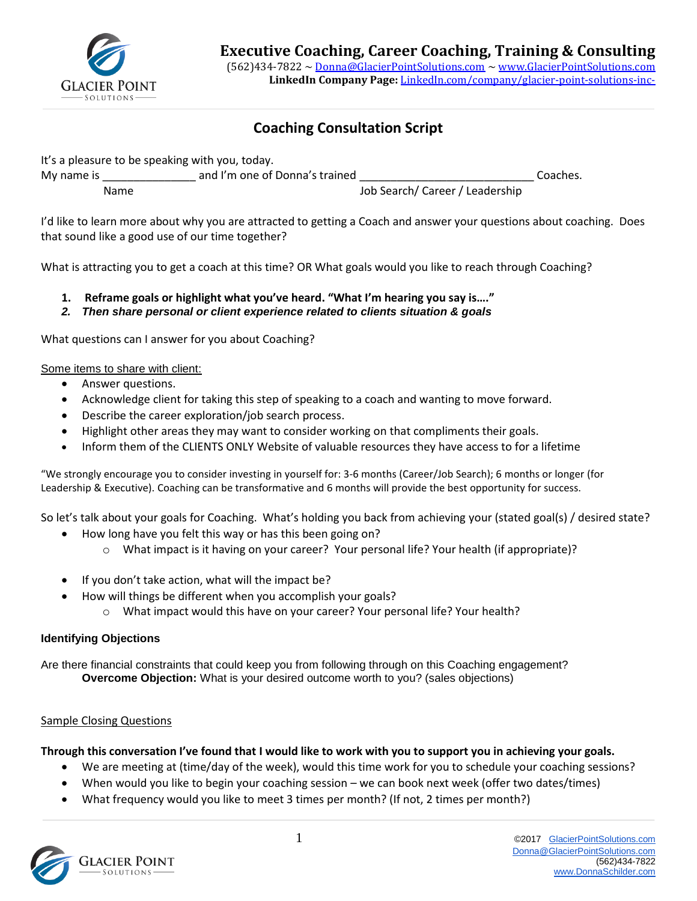# Executive Coaching, Career Coaching, Training & Consulting

(562)434-7822 ~ Donna@GlacierPointSolutions.com ~ www.GlacierPointSolutions.com
**LinkedIn Company Page:** LinkedIn.com/company/glacier-point-solutions-inc-

## Coaching Consultation Script

It's a pleasure to be speaking with you, today.
My name is _______________ and I'm one of Donna's trained ____________________________ Coaches.
Name                                                                                  Job Search/ Career / Leadership

I'd like to learn more about why you are attracted to getting a Coach and answer your questions about coaching. Does that sound like a good use of our time together?

What is attracting you to get a coach at this time? OR What goals would you like to reach through Coaching?

1. **Reframe goals or highlight what you've heard. "What I'm hearing you say is…."**
2. ***Then share personal or client experience related to clients situation & goals***

What questions can I answer for you about Coaching?

Some items to share with client:

- Answer questions.
- Acknowledge client for taking this step of speaking to a coach and wanting to move forward.
- Describe the career exploration/job search process.
- Highlight other areas they may want to consider working on that compliments their goals.
- Inform them of the CLIENTS ONLY Website of valuable resources they have access to for a lifetime

"We strongly encourage you to consider investing in yourself for: 3-6 months (Career/Job Search); 6 months or longer (for Leadership & Executive). Coaching can be transformative and 6 months will provide the best opportunity for success.

So let's talk about your goals for Coaching. What's holding you back from achieving your (stated goal(s) / desired state?

- How long have you felt this way or has this been going on?
  - What impact is it having on your career? Your personal life? Your health (if appropriate)?
- If you don't take action, what will the impact be?
- How will things be different when you accomplish your goals?
  - What impact would this have on your career? Your personal life? Your health?

**Identifying Objections**

Are there financial constraints that could keep you from following through on this Coaching engagement?
**Overcome Objection:** What is your desired outcome worth to you? (sales objections)

Sample Closing Questions

**Through this conversation I've found that I would like to work with you to support you in achieving your goals.**

- We are meeting at (time/day of the week), would this time work for you to schedule your coaching sessions?
- When would you like to begin your coaching session – we can book next week (offer two dates/times)
- What frequency would you like to meet 3 times per month? (If not, 2 times per month?)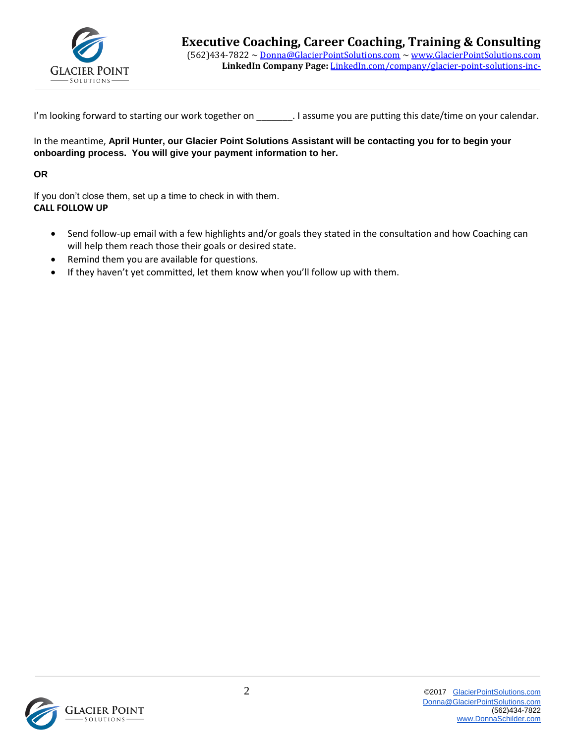I'm looking forward to starting our work together on _______. I assume you are putting this date/time on your calendar.

In the meantime, **April Hunter, our Glacier Point Solutions Assistant will be contacting you for to begin your onboarding process. You will give your payment information to her.**

**OR**

If you don't close them, set up a time to check in with them.
**CALL FOLLOW UP**

- Send follow-up email with a few highlights and/or goals they stated in the consultation and how Coaching can will help them reach those their goals or desired state.
- Remind them you are available for questions.
- If they haven't yet committed, let them know when you'll follow up with them.